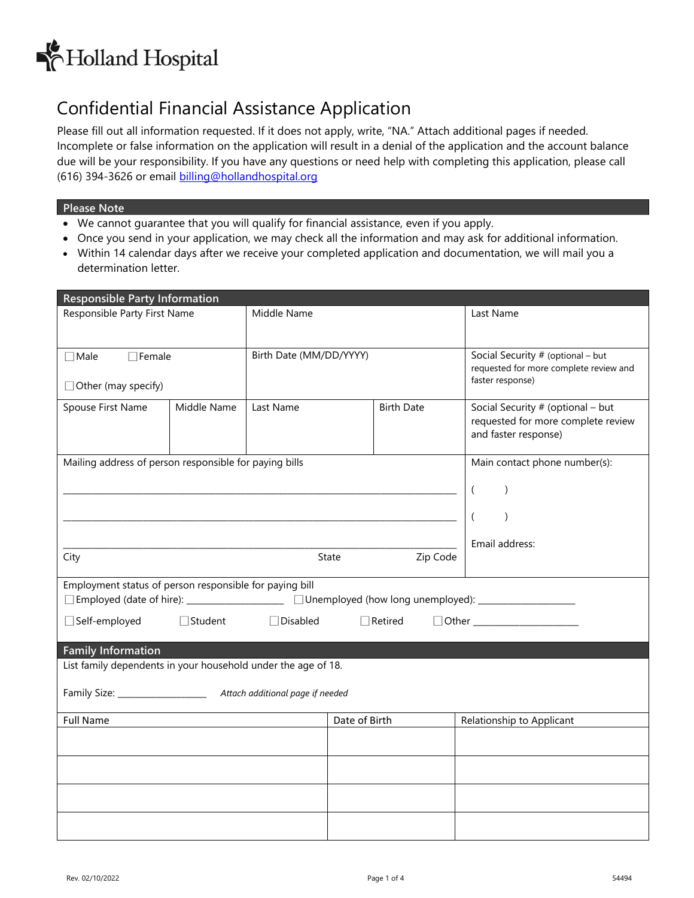Holland Hospital

# Confidential Financial Assistance Application

Please fill out all information requested. If it does not apply, write, "NA." Attach additional pages if needed. Incomplete or false information on the application will result in a denial of the application and the account balance due will be your responsibility. If you have any questions or need help with completing this application, please call (616) 394-3626 or email billing@hollandhospital.org

## Please Note

- We cannot guarantee that you will qualify for financial assistance, even if you apply.
- Once you send in your application, we may check all the information and may ask for additional information.
- Within 14 calendar days after we receive your completed application and documentation, we will mail you a determination letter.

## Responsible Party Information

| Responsible Party First Name | Middle Name | Last Name |
|---|---|---|
| | | |

| ☐ Male ☐ Female ☐ Other (may specify) | Birth Date (MM/DD/YYYY) | Social Security # (optional – but requested for more complete review and faster response) |
|---|---|---|
| | | |

| Spouse First Name | Middle Name | Last Name | Birth Date | Social Security # (optional – but requested for more complete review and faster response) |
|---|---|---|---|---|
| | | | | |

Mailing address of person responsible for paying bills

______________________________________________

______________________________________________

______________________________________________

City State Zip Code

Main contact phone number(s):

( )

( )

Email address:

Employment status of person responsible for paying bill

☐ Employed (date of hire): ____________ ☐ Unemployed (how long unemployed): ____________

☐ Self-employed ☐ Student ☐ Disabled ☐ Retired ☐ Other ____________

## Family Information

List family dependents in your household under the age of 18.

Family Size: ____________ *Attach additional page if needed*

| Full Name | Date of Birth | Relationship to Applicant |
|---|---|---|
| | | |
| | | |
| | | |
| | | |

Rev. 02/10/2022 54494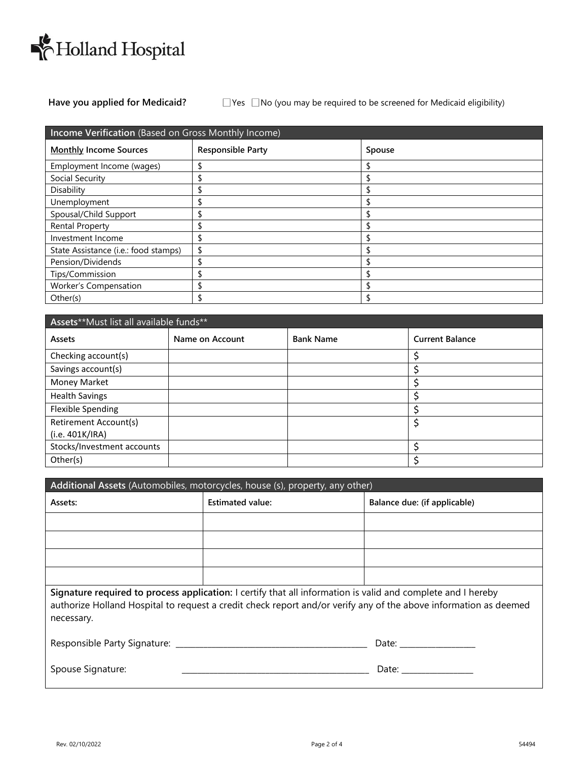**Holland Hospital**

**Have you applied for Medicaid?** ☐Yes ☐No (you may be required to be screened for Medicaid eligibility)

| **Income Verification** (Based on Gross Monthly Income) | | |
|---|---|---|
| **Monthly Income Sources** | **Responsible Party** | **Spouse** |
| Employment Income (wages) | $ | $ |
| Social Security | $ | $ |
| Disability | $ | $ |
| Unemployment | $ | $ |
| Spousal/Child Support | $ | $ |
| Rental Property | $ | $ |
| Investment Income | $ | $ |
| State Assistance (i.e.: food stamps) | $ | $ |
| Pension/Dividends | $ | $ |
| Tips/Commission | $ | $ |
| Worker's Compensation | $ | $ |
| Other(s) | $ | $ |

| **Assets****Must list all available funds** | | | |
|---|---|---|---|
| **Assets** | **Name on Account** | **Bank Name** | **Current Balance** |
| Checking account(s) | | | $ |
| Savings account(s) | | | $ |
| Money Market | | | $ |
| Health Savings | | | $ |
| Flexible Spending | | | $ |
| Retirement Account(s) (i.e. 401K/IRA) | | | $ |
| Stocks/Investment accounts | | | $ |
| Other(s) | | | $ |

| **Additional Assets** (Automobiles, motorcycles, house (s), property, any other) | | |
|---|---|---|
| **Assets:** | **Estimated value:** | **Balance due: (if applicable)** |
| | | |
| | | |
| | | |
| | | |

**Signature required to process application:** I certify that all information is valid and complete and I hereby authorize Holland Hospital to request a credit check report and/or verify any of the above information as deemed necessary.

Responsible Party Signature: _______________________________________________ Date: __________________

Spouse Signature: _______________________________________________ Date: __________________

Rev. 02/10/2022 54494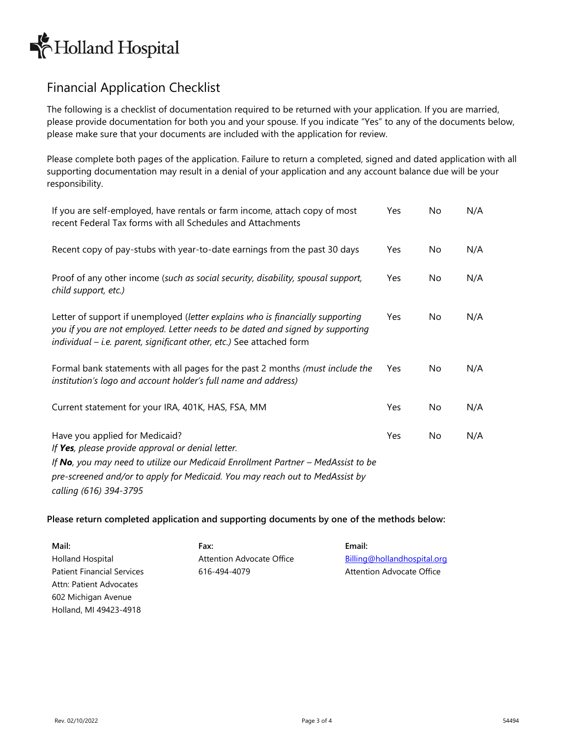Holland Hospital

# Financial Application Checklist

The following is a checklist of documentation required to be returned with your application. If you are married, please provide documentation for both you and your spouse. If you indicate "Yes" to any of the documents below, please make sure that your documents are included with the application for review.

Please complete both pages of the application. Failure to return a completed, signed and dated application with all supporting documentation may result in a denial of your application and any account balance due will be your responsibility.

| | | | |
|---|---|---|---|
| If you are self-employed, have rentals or farm income, attach copy of most recent Federal Tax forms with all Schedules and Attachments | Yes | No | N/A |
| Recent copy of pay-stubs with year-to-date earnings from the past 30 days | Yes | No | N/A |
| Proof of any other income (*such as social security, disability, spousal support, child support, etc.)* | Yes | No | N/A |
| Letter of support if unemployed (*letter explains who is financially supporting you if you are not employed. Letter needs to be dated and signed by supporting individual – i.e. parent, significant other, etc.)* See attached form | Yes | No | N/A |
| Formal bank statements with all pages for the past 2 months *(must include the institution's logo and account holder's full name and address)* | Yes | No | N/A |
| Current statement for your IRA, 401K, HAS, FSA, MM | Yes | No | N/A |
| Have you applied for Medicaid? *If **Yes**, please provide approval or denial letter. If **No**, you may need to utilize our Medicaid Enrollment Partner – MedAssist to be pre-screened and/or to apply for Medicaid. You may reach out to MedAssist by calling (616) 394-3795* | Yes | No | N/A |

**Please return completed application and supporting documents by one of the methods below:**

**Mail:**
Holland Hospital
Patient Financial Services
Attn: Patient Advocates
602 Michigan Avenue
Holland, MI 49423-4918

**Fax:**
Attention Advocate Office
616-494-4079

**Email:**
Billing@hollandhospital.org
Attention Advocate Office

Rev. 02/10/2022

54494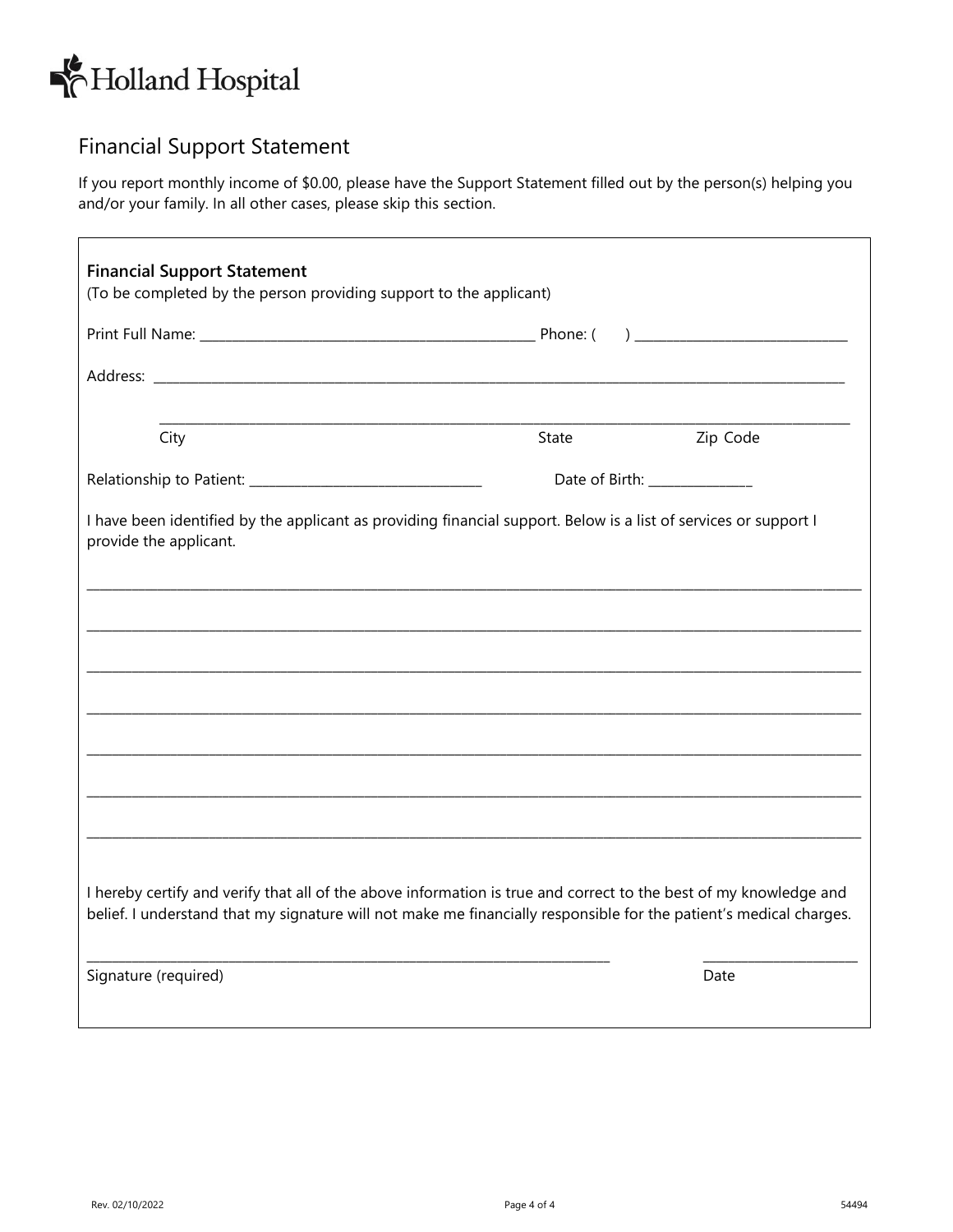Holland Hospital

## Financial Support Statement

If you report monthly income of $0.00, please have the Support Statement filled out by the person(s) helping you and/or your family. In all other cases, please skip this section.

**Financial Support Statement**
(To be completed by the person providing support to the applicant)

Print Full Name: ______________________________ Phone: (     ) ____________________

Address: ________________________________________________________________

________________________________________________________________
City                                                  State              Zip Code

Relationship to Patient: ____________________     Date of Birth: __________

I have been identified by the applicant as providing financial support. Below is a list of services or support I provide the applicant.

________________________________________________________________

________________________________________________________________

________________________________________________________________

________________________________________________________________

________________________________________________________________

________________________________________________________________

________________________________________________________________

I hereby certify and verify that all of the above information is true and correct to the best of my knowledge and belief. I understand that my signature will not make me financially responsible for the patient's medical charges.

______________________________________________     ______________
Signature (required)                                                     Date

Rev. 02/10/2022                                                     54494